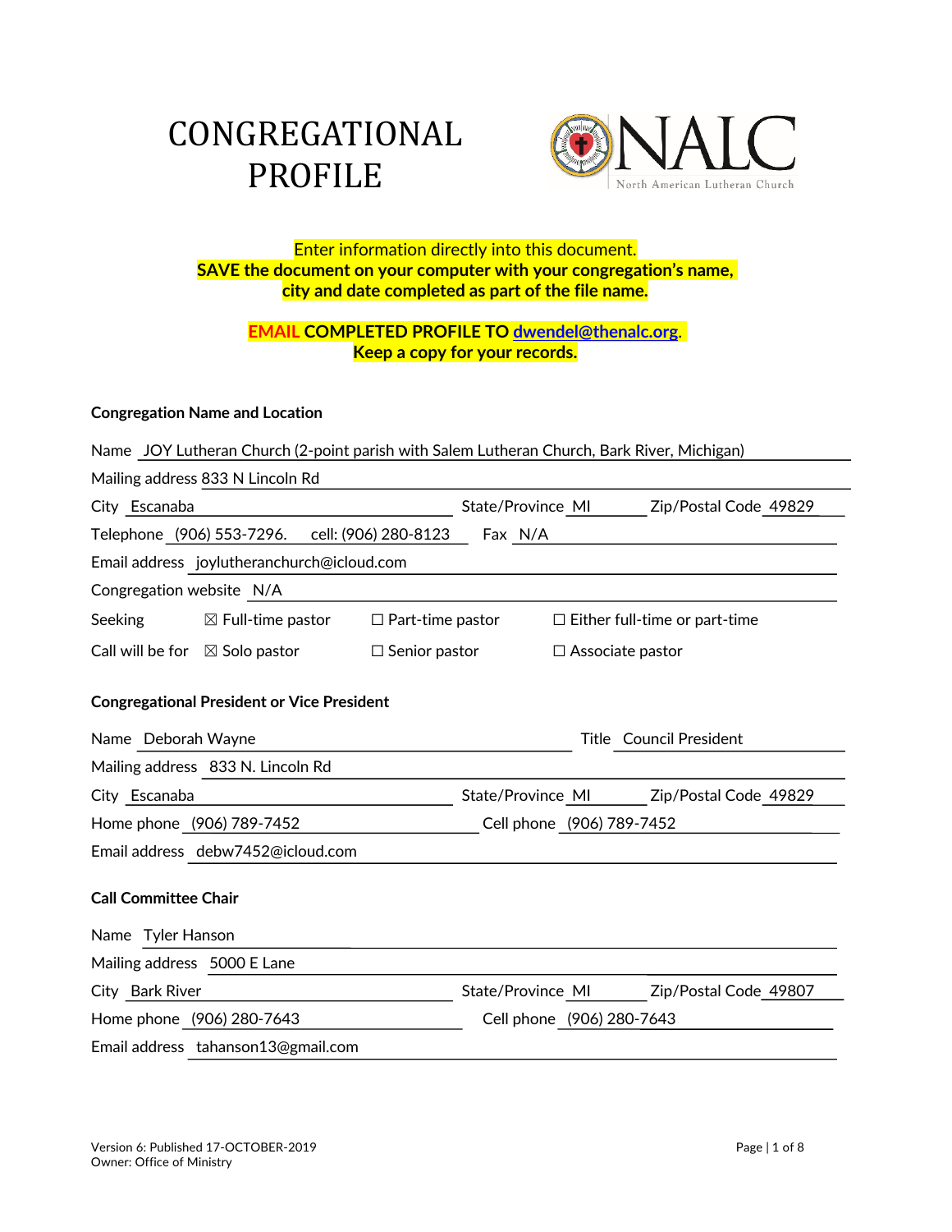# CONGREGATIONAL PROFILE

NALC
North American Lutheran Church

Enter information directly into this document.
**SAVE the document on your computer with your congregation's name, city and date completed as part of the file name.**

**EMAIL COMPLETED PROFILE TO [dwendel@thenalc.org](mailto:dwendel@thenalc.org).**
**Keep a copy for your records.**

### Congregation Name and Location

Name JOY Lutheran Church (2-point parish with Salem Lutheran Church, Bark River, Michigan)

Mailing address 833 N Lincoln Rd

City Escanaba State/Province MI Zip/Postal Code 49829

Telephone (906) 553-7296. cell: (906) 280-8123 Fax N/A

Email address joylutheranchurch@icloud.com

Congregation website N/A

Seeking ☒ Full-time pastor ☐ Part-time pastor ☐ Either full-time or part-time

Call will be for ☒ Solo pastor ☐ Senior pastor ☐ Associate pastor

### Congregational President or Vice President

Name Deborah Wayne Title Council President

Mailing address 833 N. Lincoln Rd

City Escanaba State/Province MI Zip/Postal Code 49829

Home phone (906) 789-7452 Cell phone (906) 789-7452

Email address debw7452@icloud.com

### Call Committee Chair

Name Tyler Hanson

Mailing address 5000 E Lane

City Bark River State/Province MI Zip/Postal Code 49807

Home phone (906) 280-7643 Cell phone (906) 280-7643

Email address tahanson13@gmail.com

Version 6: Published 17-OCTOBER-2019
Owner: Office of Ministry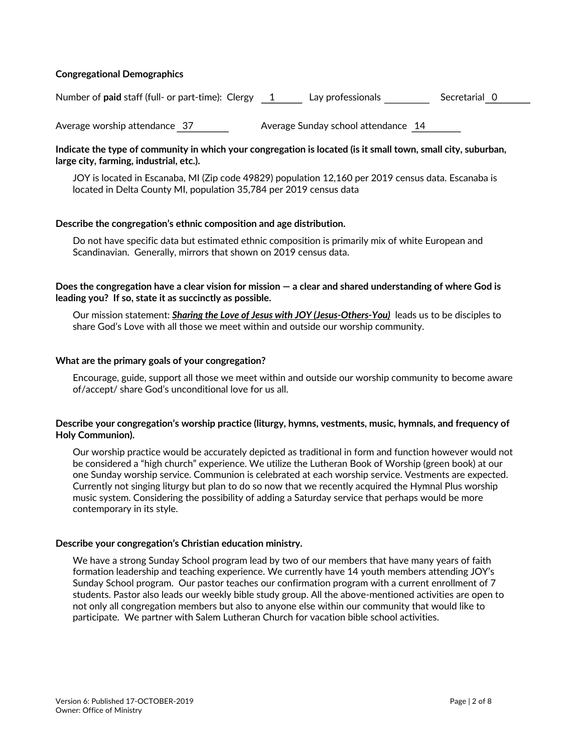**Congregational Demographics**

Number of **paid** staff (full- or part-time): Clergy 1 Lay professionals ________ Secretarial 0

Average worship attendance 37 Average Sunday school attendance 14

**Indicate the type of community in which your congregation is located (is it small town, small city, suburban, large city, farming, industrial, etc.).**

JOY is located in Escanaba, MI (Zip code 49829) population 12,160 per 2019 census data. Escanaba is located in Delta County MI, population 35,784 per 2019 census data

**Describe the congregation's ethnic composition and age distribution.**

Do not have specific data but estimated ethnic composition is primarily mix of white European and Scandinavian. Generally, mirrors that shown on 2019 census data.

**Does the congregation have a clear vision for mission — a clear and shared understanding of where God is leading you? If so, state it as succinctly as possible.**

Our mission statement: ***Sharing the Love of Jesus with JOY (Jesus-Others-You)*** leads us to be disciples to share God's Love with all those we meet within and outside our worship community.

**What are the primary goals of your congregation?**

Encourage, guide, support all those we meet within and outside our worship community to become aware of/accept/ share God's unconditional love for us all.

**Describe your congregation's worship practice (liturgy, hymns, vestments, music, hymnals, and frequency of Holy Communion).**

Our worship practice would be accurately depicted as traditional in form and function however would not be considered a "high church" experience. We utilize the Lutheran Book of Worship (green book) at our one Sunday worship service. Communion is celebrated at each worship service. Vestments are expected. Currently not singing liturgy but plan to do so now that we recently acquired the Hymnal Plus worship music system. Considering the possibility of adding a Saturday service that perhaps would be more contemporary in its style.

**Describe your congregation's Christian education ministry.**

We have a strong Sunday School program lead by two of our members that have many years of faith formation leadership and teaching experience. We currently have 14 youth members attending JOY's Sunday School program. Our pastor teaches our confirmation program with a current enrollment of 7 students. Pastor also leads our weekly bible study group. All the above-mentioned activities are open to not only all congregation members but also to anyone else within our community that would like to participate. We partner with Salem Lutheran Church for vacation bible school activities.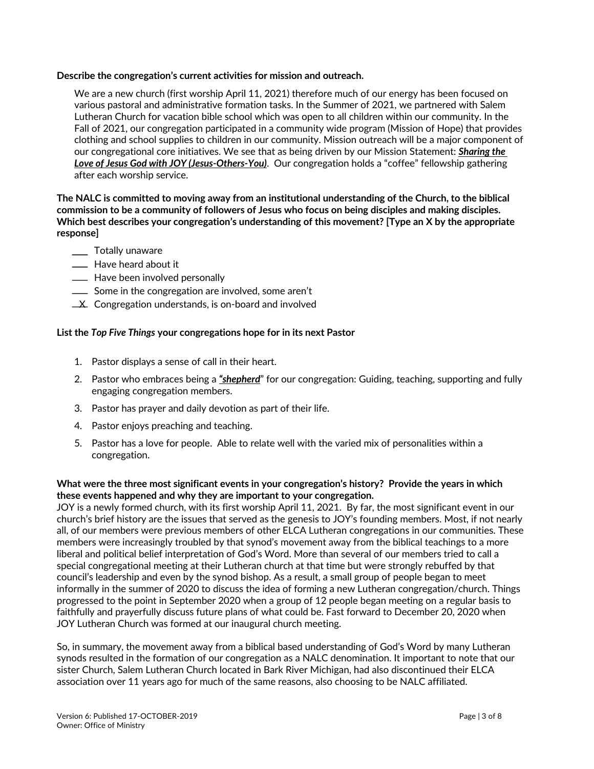**Describe the congregation's current activities for mission and outreach.**

We are a new church (first worship April 11, 2021) therefore much of our energy has been focused on various pastoral and administrative formation tasks. In the Summer of 2021, we partnered with Salem Lutheran Church for vacation bible school which was open to all children within our community. In the Fall of 2021, our congregation participated in a community wide program (Mission of Hope) that provides clothing and school supplies to children in our community. Mission outreach will be a major component of our congregational core initiatives. We see that as being driven by our Mission Statement: ***Sharing the Love of Jesus God with JOY (Jesus-Others-You)***. Our congregation holds a "coffee" fellowship gathering after each worship service.

**The NALC is committed to moving away from an institutional understanding of the Church, to the biblical commission to be a community of followers of Jesus who focus on being disciples and making disciples. Which best describes your congregation's understanding of this movement? [Type an X by the appropriate response]**

- ___ Totally unaware
- ___ Have heard about it
- ___ Have been involved personally
- ___ Some in the congregation are involved, some aren't
- _X_ Congregation understands, is on-board and involved

**List the *Top Five Things* your congregations hope for in its next Pastor**

1. Pastor displays a sense of call in their heart.
2. Pastor who embraces being a ***"shepherd"*** for our congregation: Guiding, teaching, supporting and fully engaging congregation members.
3. Pastor has prayer and daily devotion as part of their life.
4. Pastor enjoys preaching and teaching.
5. Pastor has a love for people. Able to relate well with the varied mix of personalities within a congregation.

**What were the three most significant events in your congregation's history? Provide the years in which these events happened and why they are important to your congregation.**

JOY is a newly formed church, with its first worship April 11, 2021. By far, the most significant event in our church's brief history are the issues that served as the genesis to JOY's founding members. Most, if not nearly all, of our members were previous members of other ELCA Lutheran congregations in our communities. These members were increasingly troubled by that synod's movement away from the biblical teachings to a more liberal and political belief interpretation of God's Word. More than several of our members tried to call a special congregational meeting at their Lutheran church at that time but were strongly rebuffed by that council's leadership and even by the synod bishop. As a result, a small group of people began to meet informally in the summer of 2020 to discuss the idea of forming a new Lutheran congregation/church. Things progressed to the point in September 2020 when a group of 12 people began meeting on a regular basis to faithfully and prayerfully discuss future plans of what could be. Fast forward to December 20, 2020 when JOY Lutheran Church was formed at our inaugural church meeting.

So, in summary, the movement away from a biblical based understanding of God's Word by many Lutheran synods resulted in the formation of our congregation as a NALC denomination. It important to note that our sister Church, Salem Lutheran Church located in Bark River Michigan, had also discontinued their ELCA association over 11 years ago for much of the same reasons, also choosing to be NALC affiliated.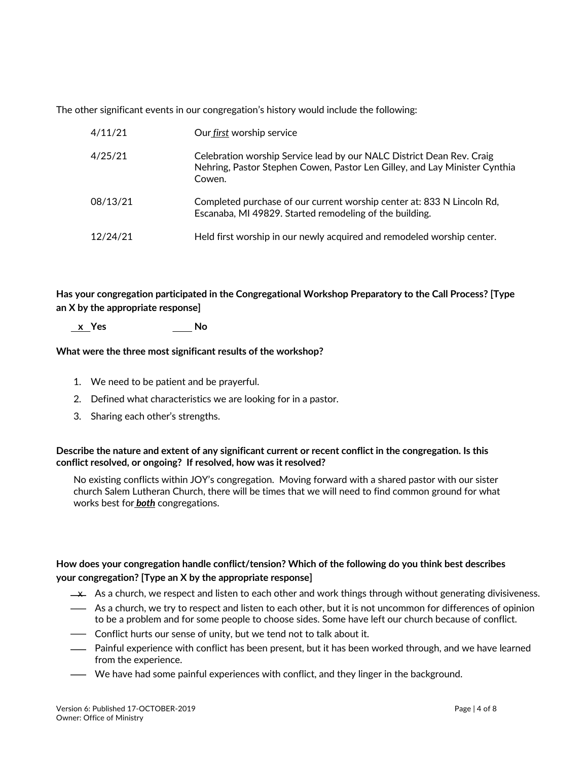The other significant events in our congregation's history would include the following:

| | |
|---|---|
| 4/11/21 | Our ***first*** worship service |
| 4/25/21 | Celebration worship Service lead by our NALC District Dean Rev. Craig Nehring, Pastor Stephen Cowen, Pastor Len Gilley, and Lay Minister Cynthia Cowen. |
| 08/13/21 | Completed purchase of our current worship center at: 833 N Lincoln Rd, Escanaba, MI 49829. Started remodeling of the building. |
| 12/24/21 | Held first worship in our newly acquired and remodeled worship center. |

**Has your congregation participated in the Congregational Workshop Preparatory to the Call Process? [Type an X by the appropriate response]**

__x__ **Yes** ____ **No**

**What were the three most significant results of the workshop?**

1. We need to be patient and be prayerful.
2. Defined what characteristics we are looking for in a pastor.
3. Sharing each other's strengths.

**Describe the nature and extent of any significant current or recent conflict in the congregation. Is this conflict resolved, or ongoing? If resolved, how was it resolved?**

No existing conflicts within JOY's congregation. Moving forward with a shared pastor with our sister church Salem Lutheran Church, there will be times that we will need to find common ground for what works best for ***both*** congregations.

**How does your congregation handle conflict/tension? Which of the following do you think best describes your congregation? [Type an X by the appropriate response]**

- __x__ As a church, we respect and listen to each other and work things through without generating divisiveness.
- ____ As a church, we try to respect and listen to each other, but it is not uncommon for differences of opinion to be a problem and for some people to choose sides. Some have left our church because of conflict.
- ____ Conflict hurts our sense of unity, but we tend not to talk about it.
- ____ Painful experience with conflict has been present, but it has been worked through, and we have learned from the experience.
- ____ We have had some painful experiences with conflict, and they linger in the background.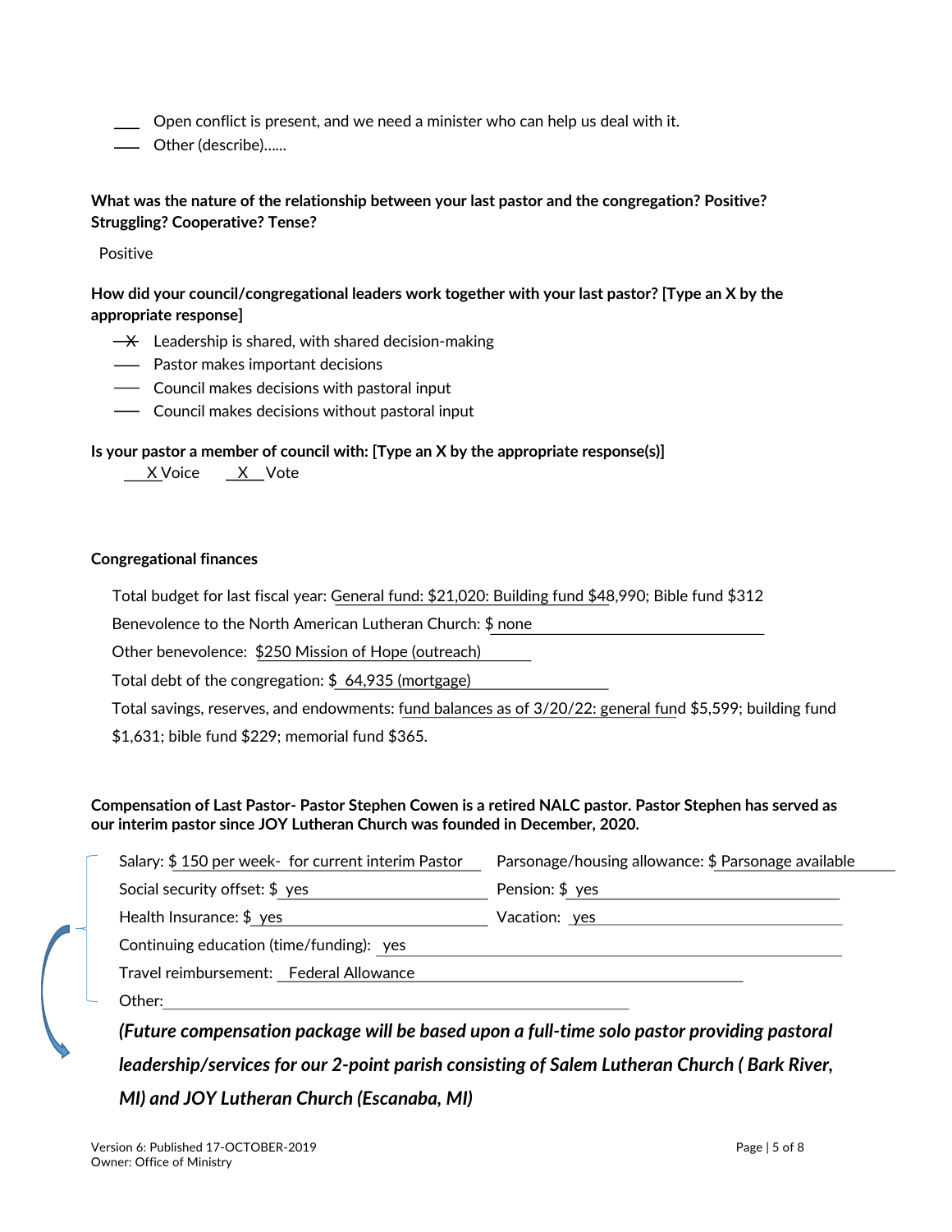- ___ Open conflict is present, and we need a minister who can help us deal with it.
- ___ Other (describe)……

**What was the nature of the relationship between your last pastor and the congregation? Positive? Struggling? Cooperative? Tense?**

Positive

**How did your council/congregational leaders work together with your last pastor? [Type an X by the appropriate response]**

- _X_ Leadership is shared, with shared decision-making
- ___ Pastor makes important decisions
- ___ Council makes decisions with pastoral input
- ___ Council makes decisions without pastoral input

**Is your pastor a member of council with: [Type an X by the appropriate response(s)]**

__X_Voice __X__Vote

**Congregational finances**

Total budget for last fiscal year: General fund: $21,020: Building fund $48,990; Bible fund $312

Benevolence to the North American Lutheran Church: $ none

Other benevolence: $250 Mission of Hope (outreach)

Total debt of the congregation: $ 64,935 (mortgage)

Total savings, reserves, and endowments: fund balances as of 3/20/22: general fund $5,599; building fund $1,631; bible fund $229; memorial fund $365.

**Compensation of Last Pastor- Pastor Stephen Cowen is a retired NALC pastor. Pastor Stephen has served as our interim pastor since JOY Lutheran Church was founded in December, 2020.**

Salary: $ 150 per week- for current interim Pastor

Parsonage/housing allowance: $ Parsonage available

Social security offset: $ yes

Pension: $ yes

Health Insurance: $ yes

Vacation: yes

Continuing education (time/funding): yes

Travel reimbursement: Federal Allowance

Other:

***(Future compensation package will be based upon a full-time solo pastor providing pastoral leadership/services for our 2-point parish consisting of Salem Lutheran Church ( Bark River, MI) and JOY Lutheran Church (Escanaba, MI)***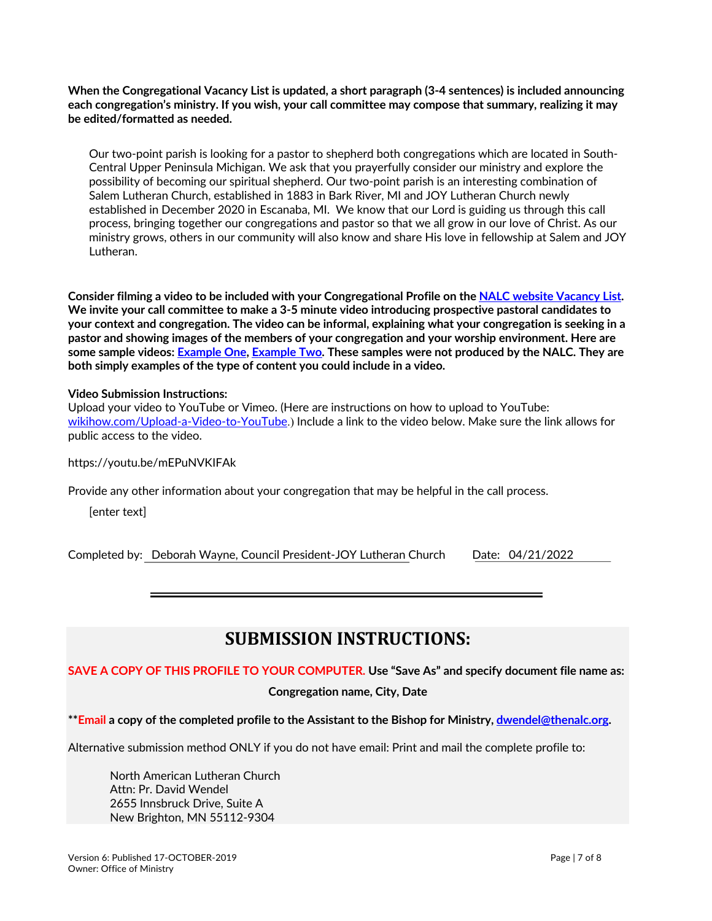**When the Congregational Vacancy List is updated, a short paragraph (3-4 sentences) is included announcing each congregation's ministry. If you wish, your call committee may compose that summary, realizing it may be edited/formatted as needed.**

Our two-point parish is looking for a pastor to shepherd both congregations which are located in South-Central Upper Peninsula Michigan. We ask that you prayerfully consider our ministry and explore the possibility of becoming our spiritual shepherd. Our two-point parish is an interesting combination of Salem Lutheran Church, established in 1883 in Bark River, MI and JOY Lutheran Church newly established in December 2020 in Escanaba, MI. We know that our Lord is guiding us through this call process, bringing together our congregations and pastor so that we all grow in our love of Christ. As our ministry grows, others in our community will also know and share His love in fellowship at Salem and JOY Lutheran.

**Consider filming a video to be included with your Congregational Profile on the [NALC website Vacancy List](). We invite your call committee to make a 3-5 minute video introducing prospective pastoral candidates to your context and congregation. The video can be informal, explaining what your congregation is seeking in a pastor and showing images of the members of your congregation and your worship environment. Here are some sample videos: [Example One](), [Example Two](). These samples were not produced by the NALC. They are both simply examples of the type of content you could include in a video.**

**Video Submission Instructions:**
Upload your video to YouTube or Vimeo. (Here are instructions on how to upload to YouTube: [wikihow.com/Upload-a-Video-to-YouTube]().) Include a link to the video below. Make sure the link allows for public access to the video.

https://youtu.be/mEPuNVKIFAk

Provide any other information about your congregation that may be helpful in the call process.

[enter text]

Completed by: Deborah Wayne, Council President-JOY Lutheran Church Date: 04/21/2022

---

# SUBMISSION INSTRUCTIONS:

**SAVE A COPY OF THIS PROFILE TO YOUR COMPUTER. Use "Save As" and specify document file name as:**

**Congregation name, City, Date**

**\*\*Email a copy of the completed profile to the Assistant to the Bishop for Ministry, [dwendel@thenalc.org]().**

Alternative submission method ONLY if you do not have email: Print and mail the complete profile to:

North American Lutheran Church
Attn: Pr. David Wendel
2655 Innsbruck Drive, Suite A
New Brighton, MN 55112-9304

Version 6: Published 17-OCTOBER-2019
Owner: Office of Ministry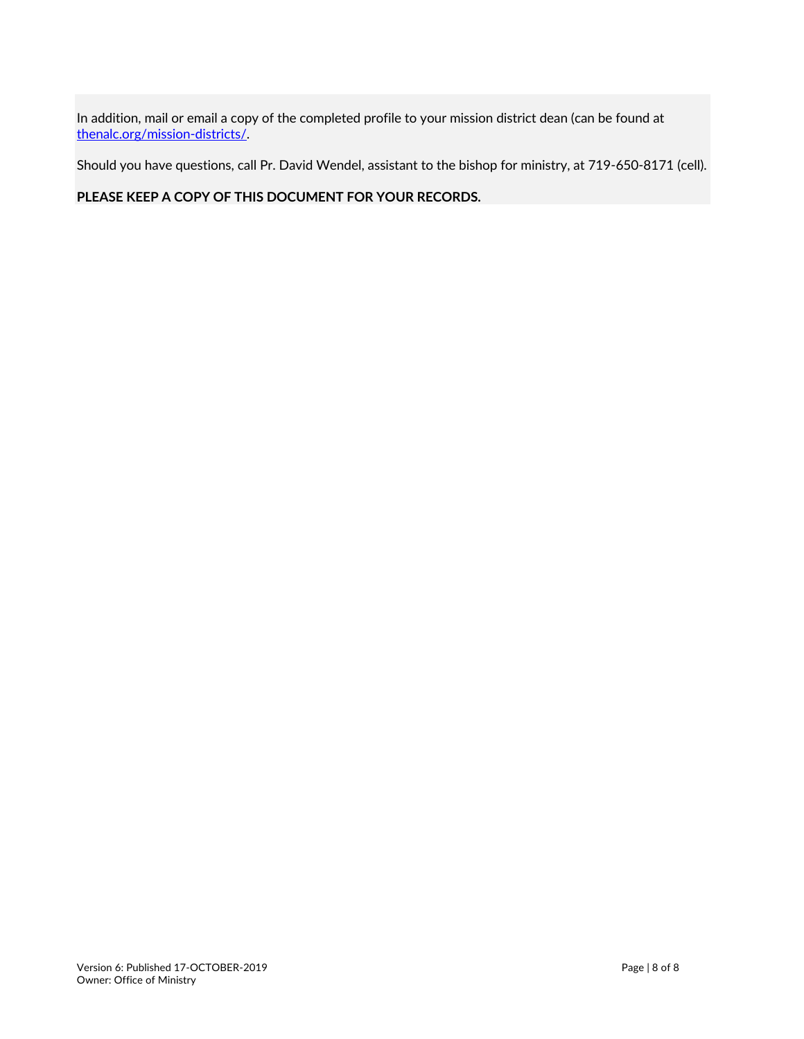In addition, mail or email a copy of the completed profile to your mission district dean (can be found at thenalc.org/mission-districts/.

Should you have questions, call Pr. David Wendel, assistant to the bishop for ministry, at 719-650-8171 (cell).

**PLEASE KEEP A COPY OF THIS DOCUMENT FOR YOUR RECORDS.**